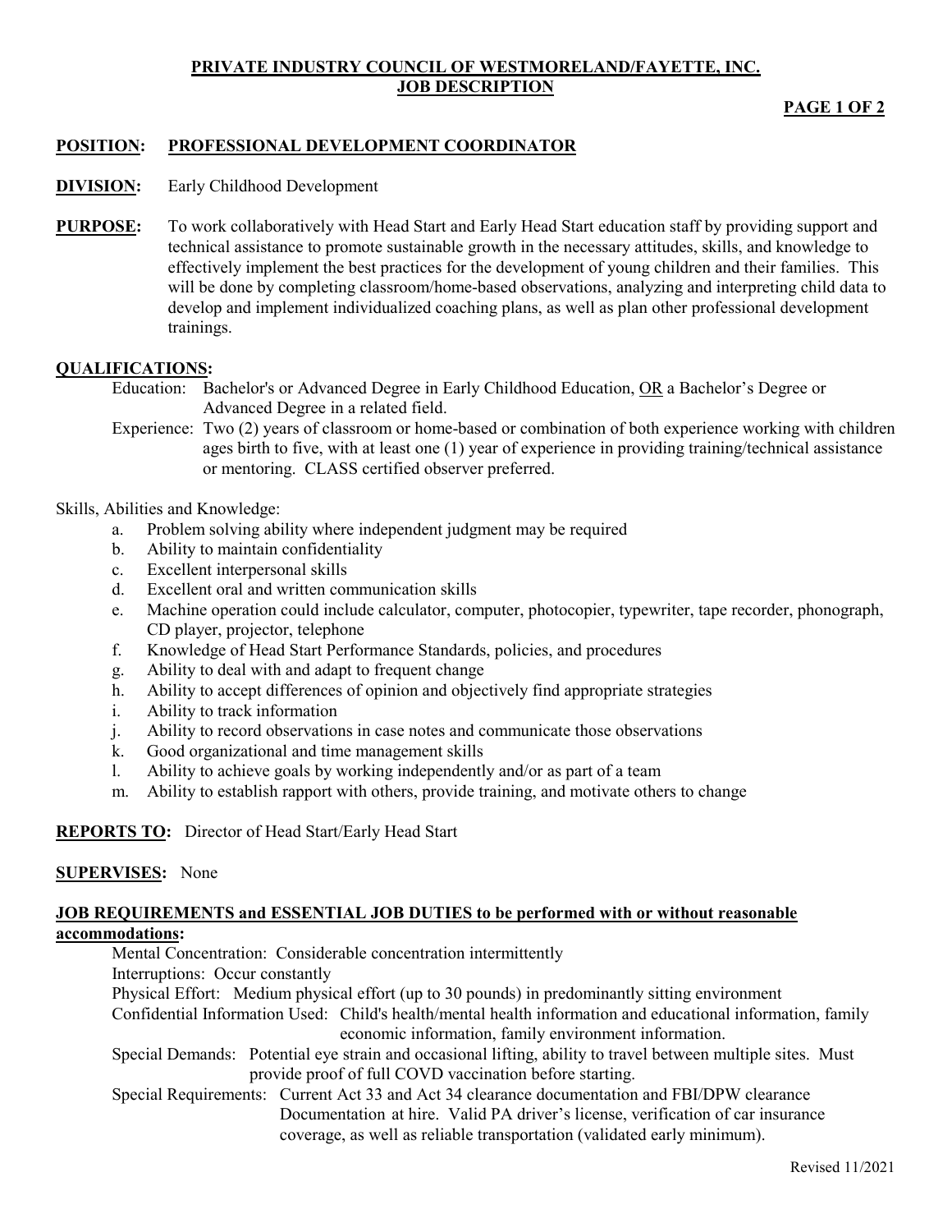# PRIVATE INDUSTRY COUNCIL OF WESTMORELAND/FAYETTE, INC.
## JOB DESCRIPTION

**POSITION:** **PROFESSIONAL DEVELOPMENT COORDINATOR**

**DIVISION:** Early Childhood Development

**PURPOSE:** To work collaboratively with Head Start and Early Head Start education staff by providing support and technical assistance to promote sustainable growth in the necessary attitudes, skills, and knowledge to effectively implement the best practices for the development of young children and their families. This will be done by completing classroom/home-based observations, analyzing and interpreting child data to develop and implement individualized coaching plans, as well as plan other professional development trainings.

**QUALIFICATIONS:**

Education: Bachelor's or Advanced Degree in Early Childhood Education, OR a Bachelor's Degree or Advanced Degree in a related field.

Experience: Two (2) years of classroom or home-based or combination of both experience working with children ages birth to five, with at least one (1) year of experience in providing training/technical assistance or mentoring. CLASS certified observer preferred.

Skills, Abilities and Knowledge:

a. Problem solving ability where independent judgment may be required
b. Ability to maintain confidentiality
c. Excellent interpersonal skills
d. Excellent oral and written communication skills
e. Machine operation could include calculator, computer, photocopier, typewriter, tape recorder, phonograph, CD player, projector, telephone
f. Knowledge of Head Start Performance Standards, policies, and procedures
g. Ability to deal with and adapt to frequent change
h. Ability to accept differences of opinion and objectively find appropriate strategies
i. Ability to track information
j. Ability to record observations in case notes and communicate those observations
k. Good organizational and time management skills
l. Ability to achieve goals by working independently and/or as part of a team
m. Ability to establish rapport with others, provide training, and motivate others to change

**REPORTS TO:** Director of Head Start/Early Head Start

**SUPERVISES:** None

**JOB REQUIREMENTS and ESSENTIAL JOB DUTIES to be performed with or without reasonable accommodations:**

Mental Concentration: Considerable concentration intermittently

Interruptions: Occur constantly

Physical Effort: Medium physical effort (up to 30 pounds) in predominantly sitting environment

Confidential Information Used: Child's health/mental health information and educational information, family economic information, family environment information.

Special Demands: Potential eye strain and occasional lifting, ability to travel between multiple sites. Must provide proof of full COVD vaccination before starting.

Special Requirements: Current Act 33 and Act 34 clearance documentation and FBI/DPW clearance Documentation at hire. Valid PA driver's license, verification of car insurance coverage, as well as reliable transportation (validated early minimum).

Revised 11/2021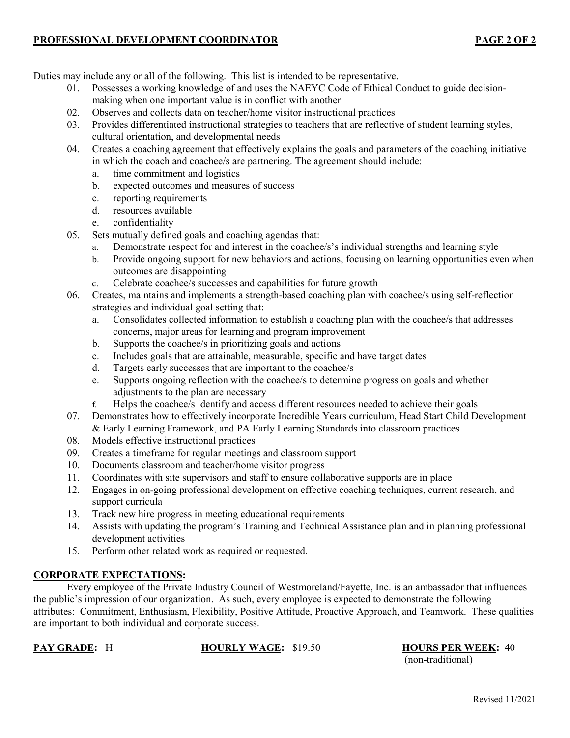Duties may include any or all of the following. This list is intended to be representative.

01. Possesses a working knowledge of and uses the NAEYC Code of Ethical Conduct to guide decision-making when one important value is in conflict with another
02. Observes and collects data on teacher/home visitor instructional practices
03. Provides differentiated instructional strategies to teachers that are reflective of student learning styles, cultural orientation, and developmental needs
04. Creates a coaching agreement that effectively explains the goals and parameters of the coaching initiative in which the coach and coachee/s are partnering. The agreement should include:
    a. time commitment and logistics
    b. expected outcomes and measures of success
    c. reporting requirements
    d. resources available
    e. confidentiality
05. Sets mutually defined goals and coaching agendas that:
    a. Demonstrate respect for and interest in the coachee/s's individual strengths and learning style
    b. Provide ongoing support for new behaviors and actions, focusing on learning opportunities even when outcomes are disappointing
    c. Celebrate coachee/s successes and capabilities for future growth
06. Creates, maintains and implements a strength-based coaching plan with coachee/s using self-reflection strategies and individual goal setting that:
    a. Consolidates collected information to establish a coaching plan with the coachee/s that addresses concerns, major areas for learning and program improvement
    b. Supports the coachee/s in prioritizing goals and actions
    c. Includes goals that are attainable, measurable, specific and have target dates
    d. Targets early successes that are important to the coachee/s
    e. Supports ongoing reflection with the coachee/s to determine progress on goals and whether adjustments to the plan are necessary
    f. Helps the coachee/s identify and access different resources needed to achieve their goals
07. Demonstrates how to effectively incorporate Incredible Years curriculum, Head Start Child Development & Early Learning Framework, and PA Early Learning Standards into classroom practices
08. Models effective instructional practices
09. Creates a timeframe for regular meetings and classroom support
10. Documents classroom and teacher/home visitor progress
11. Coordinates with site supervisors and staff to ensure collaborative supports are in place
12. Engages in on-going professional development on effective coaching techniques, current research, and support curricula
13. Track new hire progress in meeting educational requirements
14. Assists with updating the program's Training and Technical Assistance plan and in planning professional development activities
15. Perform other related work as required or requested.

## CORPORATE EXPECTATIONS:

Every employee of the Private Industry Council of Westmoreland/Fayette, Inc. is an ambassador that influences the public's impression of our organization. As such, every employee is expected to demonstrate the following attributes: Commitment, Enthusiasm, Flexibility, Positive Attitude, Proactive Approach, and Teamwork. These qualities are important to both individual and corporate success.

**PAY GRADE:** H **HOURLY WAGE:** $19.50 **HOURS PER WEEK:** 40 (non-traditional)

Revised 11/2021